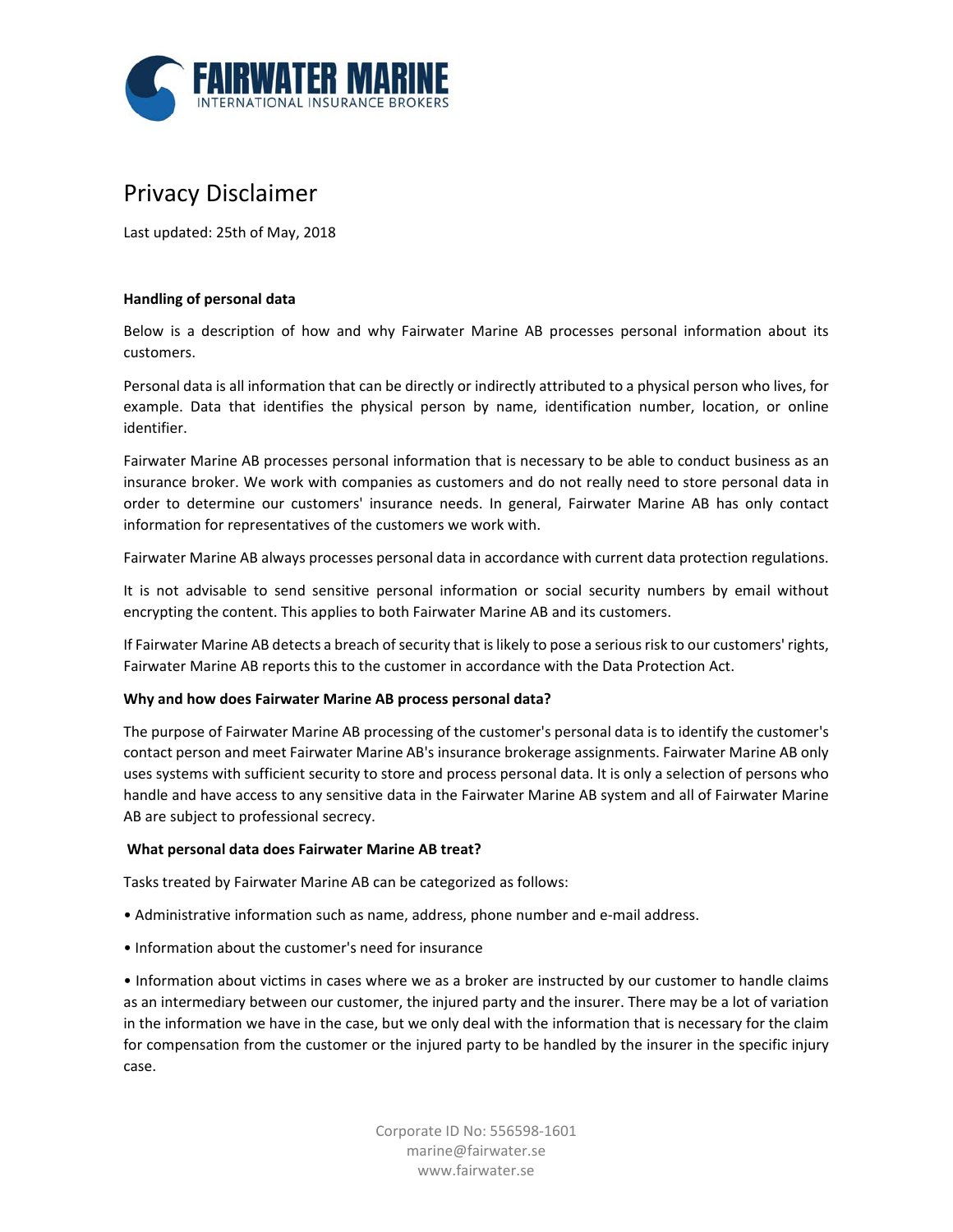# Privacy Disclaimer

Last updated: 25th of May, 2018

**Handling of personal data**

Below is a description of how and why Fairwater Marine AB processes personal information about its customers.

Personal data is all information that can be directly or indirectly attributed to a physical person who lives, for example. Data that identifies the physical person by name, identification number, location, or online identifier.

Fairwater Marine AB processes personal information that is necessary to be able to conduct business as an insurance broker. We work with companies as customers and do not really need to store personal data in order to determine our customers' insurance needs. In general, Fairwater Marine AB has only contact information for representatives of the customers we work with.

Fairwater Marine AB always processes personal data in accordance with current data protection regulations.

It is not advisable to send sensitive personal information or social security numbers by email without encrypting the content. This applies to both Fairwater Marine AB and its customers.

If Fairwater Marine AB detects a breach of security that is likely to pose a serious risk to our customers' rights, Fairwater Marine AB reports this to the customer in accordance with the Data Protection Act.

**Why and how does Fairwater Marine AB process personal data?**

The purpose of Fairwater Marine AB processing of the customer's personal data is to identify the customer's contact person and meet Fairwater Marine AB's insurance brokerage assignments. Fairwater Marine AB only uses systems with sufficient security to store and process personal data. It is only a selection of persons who handle and have access to any sensitive data in the Fairwater Marine AB system and all of Fairwater Marine AB are subject to professional secrecy.

**What personal data does Fairwater Marine AB treat?**

Tasks treated by Fairwater Marine AB can be categorized as follows:

- Administrative information such as name, address, phone number and e-mail address.
- Information about the customer's need for insurance
- Information about victims in cases where we as a broker are instructed by our customer to handle claims as an intermediary between our customer, the injured party and the insurer. There may be a lot of variation in the information we have in the case, but we only deal with the information that is necessary for the claim for compensation from the customer or the injured party to be handled by the insurer in the specific injury case.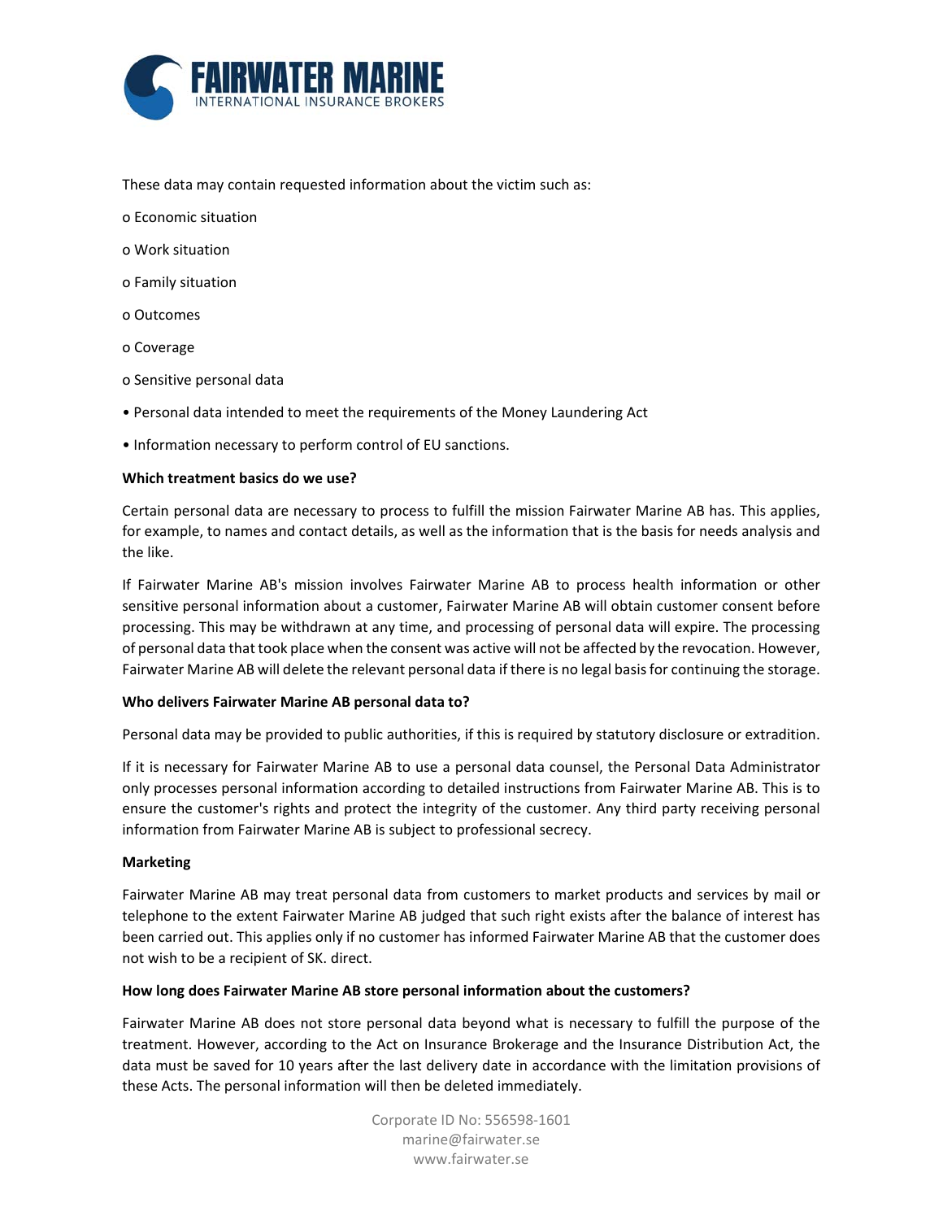These data may contain requested information about the victim such as:

o Economic situation

o Work situation

o Family situation

o Outcomes

o Coverage

o Sensitive personal data

• Personal data intended to meet the requirements of the Money Laundering Act

• Information necessary to perform control of EU sanctions.

**Which treatment basics do we use?**

Certain personal data are necessary to process to fulfill the mission Fairwater Marine AB has. This applies, for example, to names and contact details, as well as the information that is the basis for needs analysis and the like.

If Fairwater Marine AB's mission involves Fairwater Marine AB to process health information or other sensitive personal information about a customer, Fairwater Marine AB will obtain customer consent before processing. This may be withdrawn at any time, and processing of personal data will expire. The processing of personal data that took place when the consent was active will not be affected by the revocation. However, Fairwater Marine AB will delete the relevant personal data if there is no legal basis for continuing the storage.

**Who delivers Fairwater Marine AB personal data to?**

Personal data may be provided to public authorities, if this is required by statutory disclosure or extradition.

If it is necessary for Fairwater Marine AB to use a personal data counsel, the Personal Data Administrator only processes personal information according to detailed instructions from Fairwater Marine AB. This is to ensure the customer's rights and protect the integrity of the customer. Any third party receiving personal information from Fairwater Marine AB is subject to professional secrecy.

**Marketing**

Fairwater Marine AB may treat personal data from customers to market products and services by mail or telephone to the extent Fairwater Marine AB judged that such right exists after the balance of interest has been carried out. This applies only if no customer has informed Fairwater Marine AB that the customer does not wish to be a recipient of SK. direct.

**How long does Fairwater Marine AB store personal information about the customers?**

Fairwater Marine AB does not store personal data beyond what is necessary to fulfill the purpose of the treatment. However, according to the Act on Insurance Brokerage and the Insurance Distribution Act, the data must be saved for 10 years after the last delivery date in accordance with the limitation provisions of these Acts. The personal information will then be deleted immediately.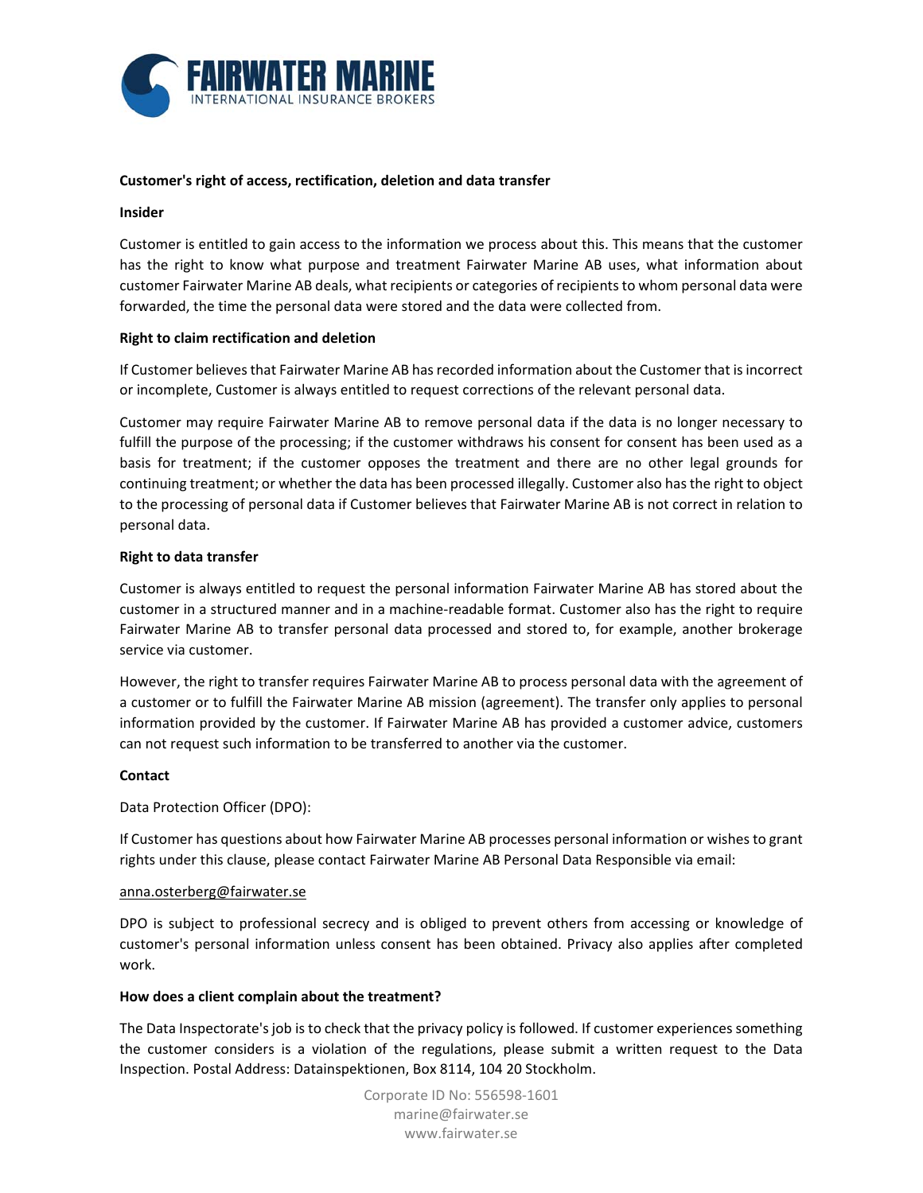**Customer's right of access, rectification, deletion and data transfer**

**Insider**

Customer is entitled to gain access to the information we process about this. This means that the customer has the right to know what purpose and treatment Fairwater Marine AB uses, what information about customer Fairwater Marine AB deals, what recipients or categories of recipients to whom personal data were forwarded, the time the personal data were stored and the data were collected from.

**Right to claim rectification and deletion**

If Customer believes that Fairwater Marine AB has recorded information about the Customer that is incorrect or incomplete, Customer is always entitled to request corrections of the relevant personal data.

Customer may require Fairwater Marine AB to remove personal data if the data is no longer necessary to fulfill the purpose of the processing; if the customer withdraws his consent for consent has been used as a basis for treatment; if the customer opposes the treatment and there are no other legal grounds for continuing treatment; or whether the data has been processed illegally. Customer also has the right to object to the processing of personal data if Customer believes that Fairwater Marine AB is not correct in relation to personal data.

**Right to data transfer**

Customer is always entitled to request the personal information Fairwater Marine AB has stored about the customer in a structured manner and in a machine-readable format. Customer also has the right to require Fairwater Marine AB to transfer personal data processed and stored to, for example, another brokerage service via customer.

However, the right to transfer requires Fairwater Marine AB to process personal data with the agreement of a customer or to fulfill the Fairwater Marine AB mission (agreement). The transfer only applies to personal information provided by the customer. If Fairwater Marine AB has provided a customer advice, customers can not request such information to be transferred to another via the customer.

**Contact**

Data Protection Officer (DPO):

If Customer has questions about how Fairwater Marine AB processes personal information or wishes to grant rights under this clause, please contact Fairwater Marine AB Personal Data Responsible via email:

anna.osterberg@fairwater.se

DPO is subject to professional secrecy and is obliged to prevent others from accessing or knowledge of customer's personal information unless consent has been obtained. Privacy also applies after completed work.

**How does a client complain about the treatment?**

The Data Inspectorate's job is to check that the privacy policy is followed. If customer experiences something the customer considers is a violation of the regulations, please submit a written request to the Data Inspection. Postal Address: Datainspektionen, Box 8114, 104 20 Stockholm.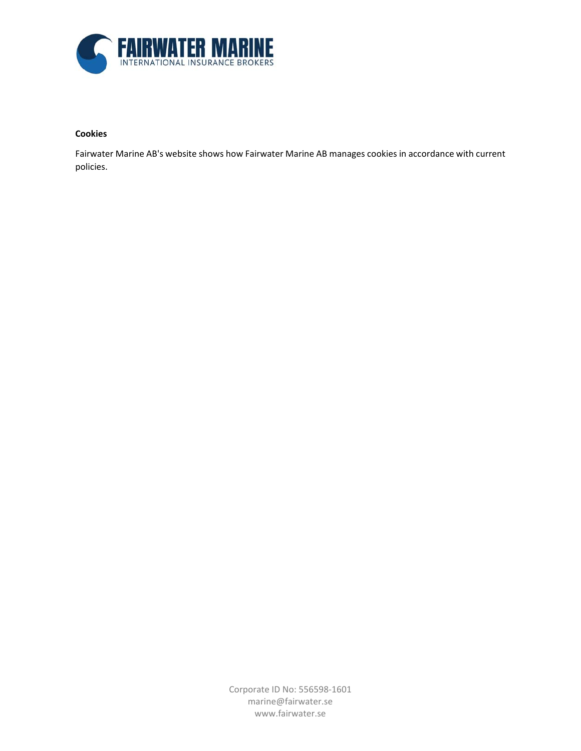**Cookies**

Fairwater Marine AB's website shows how Fairwater Marine AB manages cookies in accordance with current policies.